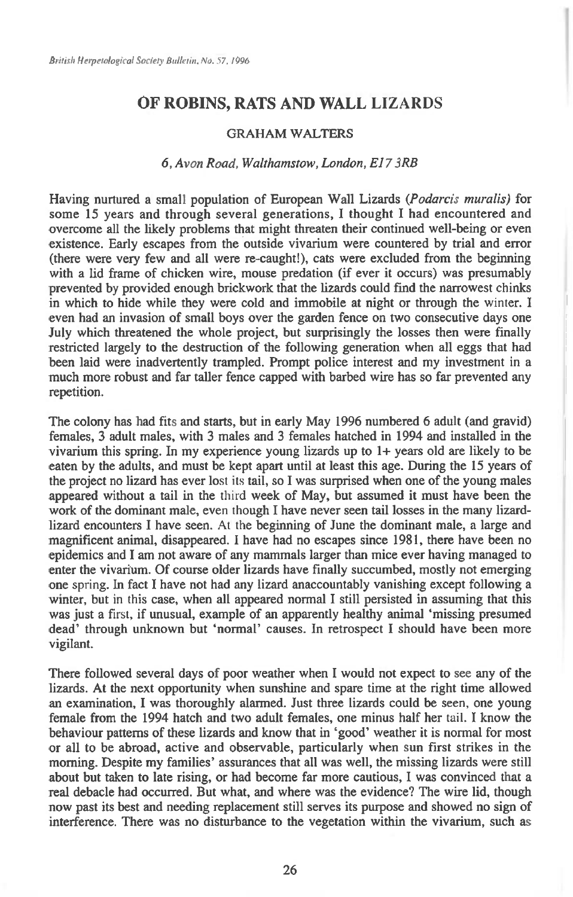# OF ROBINS, RATS AND WALL LIZARDS

GRAHAM WALTERS

*6, Avon Road, Walthamstow, London, E17 3RB*

Having nurtured a small population of European Wall Lizards (*Podarcis muralis*) for some 15 years and through several generations, I thought I had encountered and overcome all the likely problems that might threaten their continued well-being or even existence. Early escapes from the outside vivarium were countered by trial and error (there were very few and all were re-caught!), cats were excluded from the beginning with a lid frame of chicken wire, mouse predation (if ever it occurs) was presumably prevented by provided enough brickwork that the lizards could find the narrowest chinks in which to hide while they were cold and immobile at night or through the winter. I even had an invasion of small boys over the garden fence on two consecutive days one July which threatened the whole project, but surprisingly the losses then were finally restricted largely to the destruction of the following generation when all eggs that had been laid were inadvertently trampled. Prompt police interest and my investment in a much more robust and far taller fence capped with barbed wire has so far prevented any repetition.

The colony has had fits and starts, but in early May 1996 numbered 6 adult (and gravid) females, 3 adult males, with 3 males and 3 females hatched in 1994 and installed in the vivarium this spring. In my experience young lizards up to 1+ years old are likely to be eaten by the adults, and must be kept apart until at least this age. During the 15 years of the project no lizard has ever lost its tail, so I was surprised when one of the young males appeared without a tail in the third week of May, but assumed it must have been the work of the dominant male, even though I have never seen tail losses in the many lizard-lizard encounters I have seen. At the beginning of June the dominant male, a large and magnificent animal, disappeared. I have had no escapes since 1981, there have been no epidemics and I am not aware of any mammals larger than mice ever having managed to enter the vivarium. Of course older lizards have finally succumbed, mostly not emerging one spring. In fact I have not had any lizard anaccountably vanishing except following a winter, but in this case, when all appeared normal I still persisted in assuming that this was just a first, if unusual, example of an apparently healthy animal 'missing presumed dead' through unknown but 'normal' causes. In retrospect I should have been more vigilant.

There followed several days of poor weather when I would not expect to see any of the lizards. At the next opportunity when sunshine and spare time at the right time allowed an examination, I was thoroughly alarmed. Just three lizards could be seen, one young female from the 1994 hatch and two adult females, one minus half her tail. I know the behaviour patterns of these lizards and know that in 'good' weather it is normal for most or all to be abroad, active and observable, particularly when sun first strikes in the morning. Despite my families' assurances that all was well, the missing lizards were still about but taken to late rising, or had become far more cautious, I was convinced that a real debacle had occurred. But what, and where was the evidence? The wire lid, though now past its best and needing replacement still serves its purpose and showed no sign of interference. There was no disturbance to the vegetation within the vivarium, such as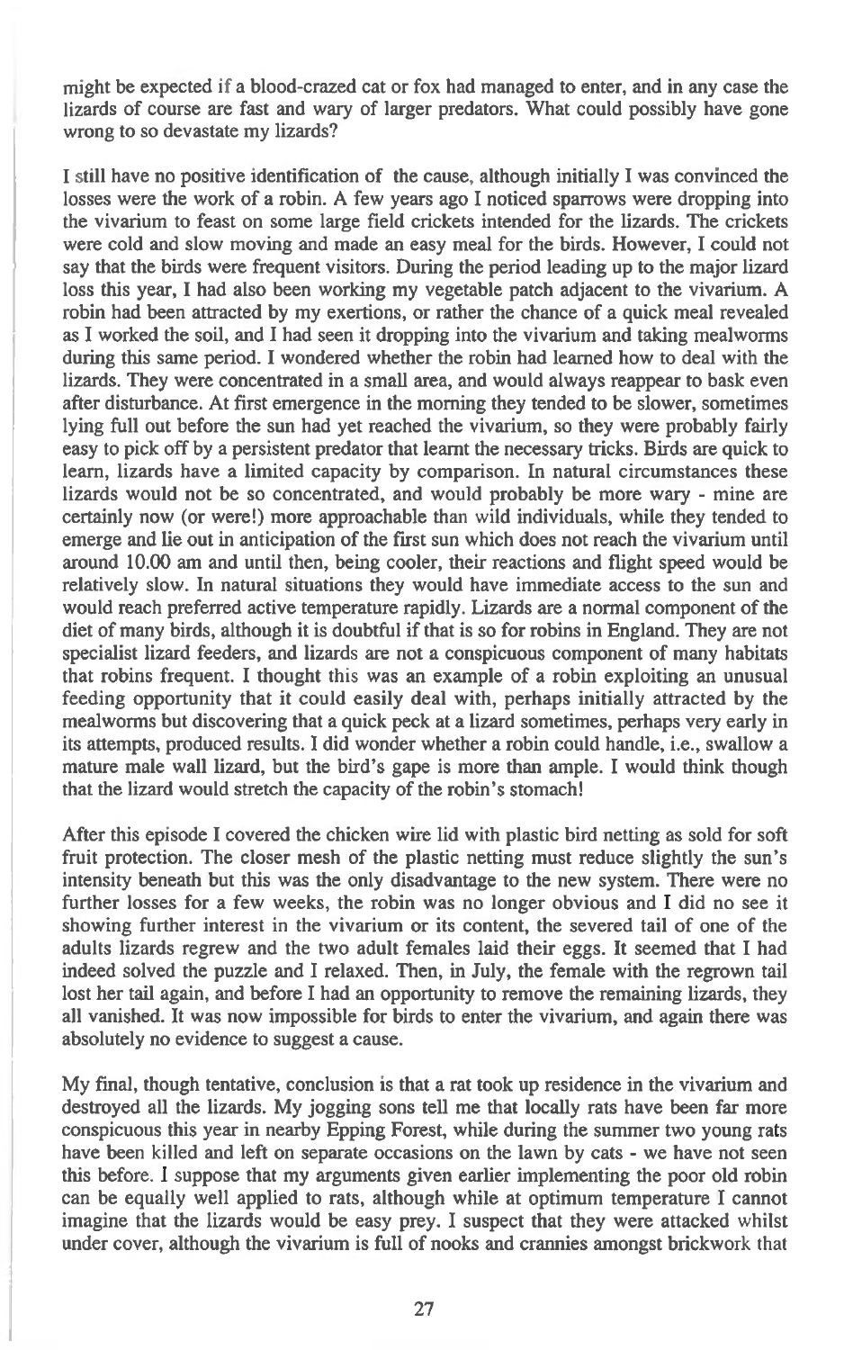might be expected if a blood-crazed cat or fox had managed to enter, and in any case the lizards of course are fast and wary of larger predators. What could possibly have gone wrong to so devastate my lizards?

I still have no positive identification of the cause, although initially I was convinced the losses were the work of a robin. A few years ago I noticed sparrows were dropping into the vivarium to feast on some large field crickets intended for the lizards. The crickets were cold and slow moving and made an easy meal for the birds. However, I could not say that the birds were frequent visitors. During the period leading up to the major lizard loss this year, I had also been working my vegetable patch adjacent to the vivarium. A robin had been attracted by my exertions, or rather the chance of a quick meal revealed as I worked the soil, and I had seen it dropping into the vivarium and taking mealworms during this same period. I wondered whether the robin had learned how to deal with the lizards. They were concentrated in a small area, and would always reappear to bask even after disturbance. At first emergence in the morning they tended to be slower, sometimes lying full out before the sun had yet reached the vivarium, so they were probably fairly easy to pick off by a persistent predator that learnt the necessary tricks. Birds are quick to learn, lizards have a limited capacity by comparison. In natural circumstances these lizards would not be so concentrated, and would probably be more wary - mine are certainly now (or were!) more approachable than wild individuals, while they tended to emerge and lie out in anticipation of the first sun which does not reach the vivarium until around 10.00 am and until then, being cooler, their reactions and flight speed would be relatively slow. In natural situations they would have immediate access to the sun and would reach preferred active temperature rapidly. Lizards are a normal component of the diet of many birds, although it is doubtful if that is so for robins in England. They are not specialist lizard feeders, and lizards are not a conspicuous component of many habitats that robins frequent. I thought this was an example of a robin exploiting an unusual feeding opportunity that it could easily deal with, perhaps initially attracted by the mealworms but discovering that a quick peck at a lizard sometimes, perhaps very early in its attempts, produced results. I did wonder whether a robin could handle, i.e., swallow a mature male wall lizard, but the bird's gape is more than ample. I would think though that the lizard would stretch the capacity of the robin's stomach!

After this episode I covered the chicken wire lid with plastic bird netting as sold for soft fruit protection. The closer mesh of the plastic netting must reduce slightly the sun's intensity beneath but this was the only disadvantage to the new system. There were no further losses for a few weeks, the robin was no longer obvious and I did no see it showing further interest in the vivarium or its content, the severed tail of one of the adults lizards regrew and the two adult females laid their eggs. It seemed that I had indeed solved the puzzle and I relaxed. Then, in July, the female with the regrown tail lost her tail again, and before I had an opportunity to remove the remaining lizards, they all vanished. It was now impossible for birds to enter the vivarium, and again there was absolutely no evidence to suggest a cause.

My final, though tentative, conclusion is that a rat took up residence in the vivarium and destroyed all the lizards. My jogging sons tell me that locally rats have been far more conspicuous this year in nearby Epping Forest, while during the summer two young rats have been killed and left on separate occasions on the lawn by cats - we have not seen this before. I suppose that my arguments given earlier implementing the poor old robin can be equally well applied to rats, although while at optimum temperature I cannot imagine that the lizards would be easy prey. I suspect that they were attacked whilst under cover, although the vivarium is full of nooks and crannies amongst brickwork that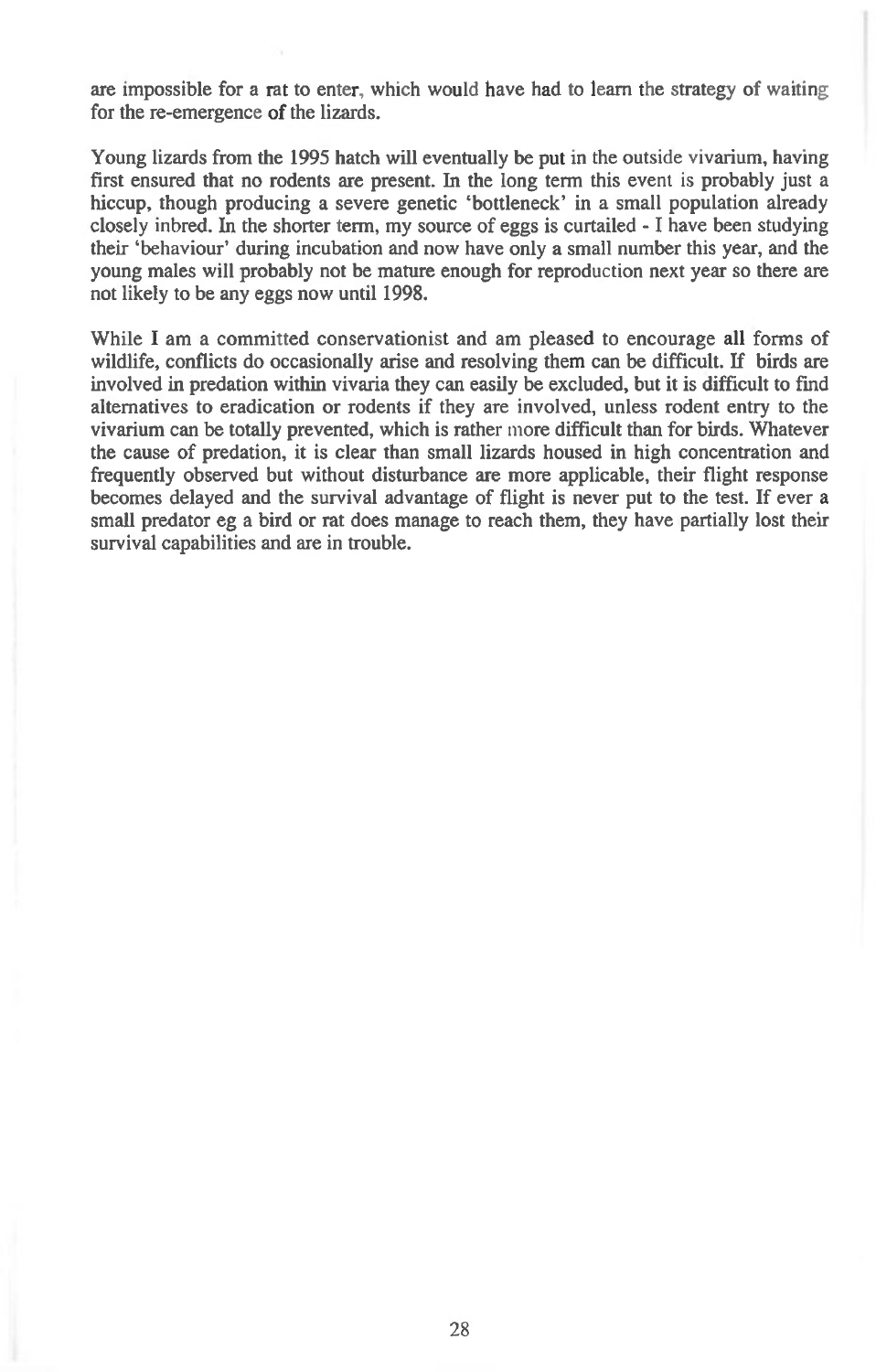are impossible for a rat to enter, which would have had to learn the strategy of waiting for the re-emergence of the lizards.

Young lizards from the 1995 hatch will eventually be put in the outside vivarium, having first ensured that no rodents are present. In the long term this event is probably just a hiccup, though producing a severe genetic 'bottleneck' in a small population already closely inbred. In the shorter term, my source of eggs is curtailed - I have been studying their 'behaviour' during incubation and now have only a small number this year, and the young males will probably not be mature enough for reproduction next year so there are not likely to be any eggs now until 1998.

While I am a committed conservationist and am pleased to encourage all forms of wildlife, conflicts do occasionally arise and resolving them can be difficult. If birds are involved in predation within vivaria they can easily be excluded, but it is difficult to find alternatives to eradication or rodents if they are involved, unless rodent entry to the vivarium can be totally prevented, which is rather more difficult than for birds. Whatever the cause of predation, it is clear than small lizards housed in high concentration and frequently observed but without disturbance are more applicable, their flight response becomes delayed and the survival advantage of flight is never put to the test. If ever a small predator eg a bird or rat does manage to reach them, they have partially lost their survival capabilities and are in trouble.